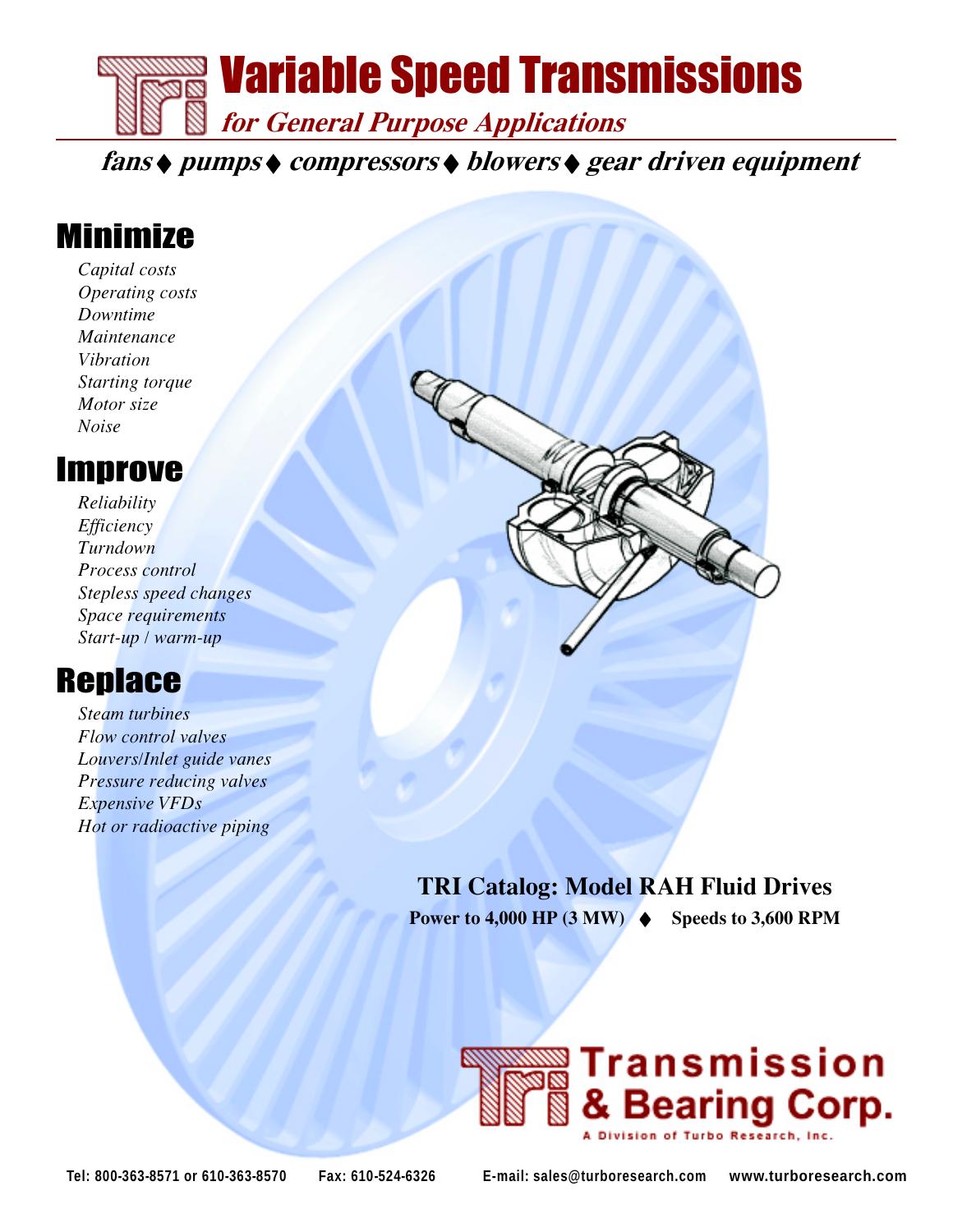# Variable Speed Transmissions

## *for General Purpose Applications*

***fans ♦ pumps ♦ compressors ♦ blowers ♦ gear driven equipment***

## Minimize

*Capital costs*
*Operating costs*
*Downtime*
*Maintenance*
*Vibration*
*Starting torque*
*Motor size*
*Noise*

## Improve

*Reliability*
*Efficiency*
*Turndown*
*Process control*
*Stepless speed changes*
*Space requirements*
*Start-up / warm-up*

## Replace

*Steam turbines*
*Flow control valves*
*Louvers/Inlet guide vanes*
*Pressure reducing valves*
*Expensive VFDs*
*Hot or radioactive piping*

**TRI Catalog: Model RAH Fluid Drives**

**Power to 4,000 HP (3 MW) ♦ Speeds to 3,600 RPM**

**Transmission & Bearing Corp.**
A Division of Turbo Research, Inc.

Tel: 800-363-8571 or 610-363-8570  Fax: 610-524-6326  E-mail: sales@turboresearch.com  www.turboresearch.com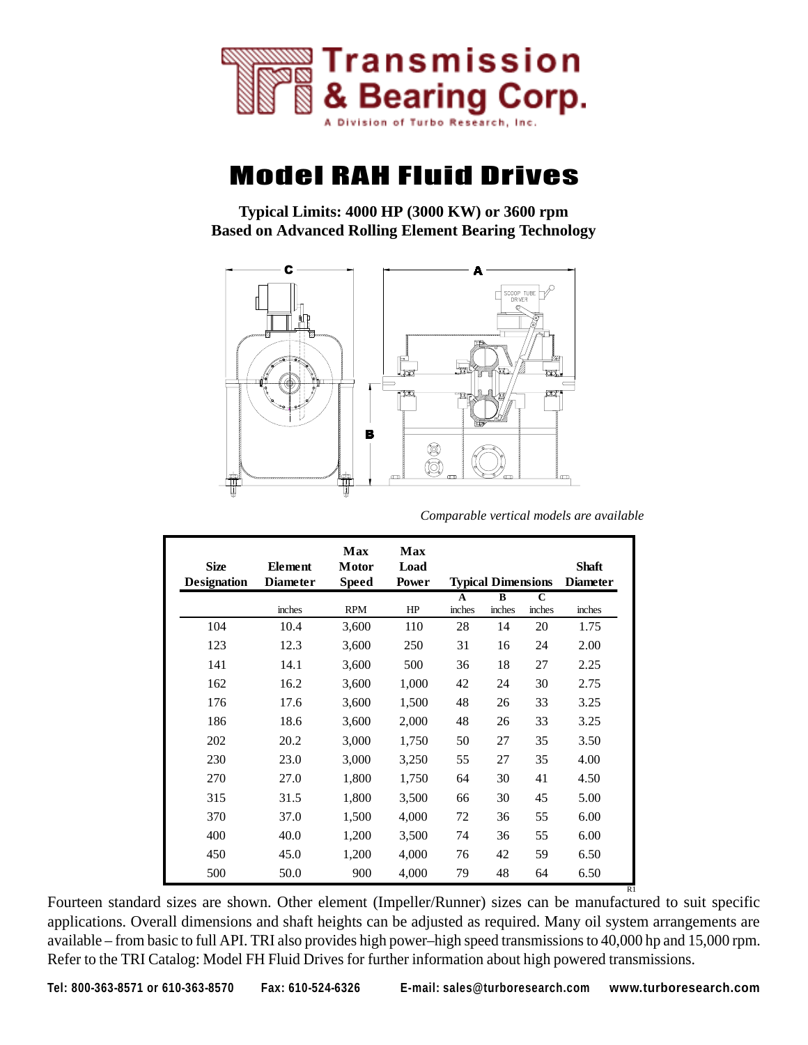# Transmission & Bearing Corp.

A Division of Turbo Research, Inc.

# Model RAH Fluid Drives

**Typical Limits: 4000 HP (3000 KW) or 3600 rpm**
**Based on Advanced Rolling Element Bearing Technology**

*Comparable vertical models are available*

| Size Designation | Element Diameter | Max Motor Speed | Max Load Power | Typical Dimensions | | | Shaft Diameter |
|---|---|---|---|---|---|---|---|
| | | | | A | B | C | |
| | inches | RPM | HP | inches | inches | inches | inches |
| 104 | 10.4 | 3,600 | 110 | 28 | 14 | 20 | 1.75 |
| 123 | 12.3 | 3,600 | 250 | 31 | 16 | 24 | 2.00 |
| 141 | 14.1 | 3,600 | 500 | 36 | 18 | 27 | 2.25 |
| 162 | 16.2 | 3,600 | 1,000 | 42 | 24 | 30 | 2.75 |
| 176 | 17.6 | 3,600 | 1,500 | 48 | 26 | 33 | 3.25 |
| 186 | 18.6 | 3,600 | 2,000 | 48 | 26 | 33 | 3.25 |
| 202 | 20.2 | 3,000 | 1,750 | 50 | 27 | 35 | 3.50 |
| 230 | 23.0 | 3,000 | 3,250 | 55 | 27 | 35 | 4.00 |
| 270 | 27.0 | 1,800 | 1,750 | 64 | 30 | 41 | 4.50 |
| 315 | 31.5 | 1,800 | 3,500 | 66 | 30 | 45 | 5.00 |
| 370 | 37.0 | 1,500 | 4,000 | 72 | 36 | 55 | 6.00 |
| 400 | 40.0 | 1,200 | 3,500 | 74 | 36 | 55 | 6.00 |
| 450 | 45.0 | 1,200 | 4,000 | 76 | 42 | 59 | 6.50 |
| 500 | 50.0 | 900 | 4,000 | 79 | 48 | 64 | 6.50 |

R1

Fourteen standard sizes are shown. Other element (Impeller/Runner) sizes can be manufactured to suit specific applications. Overall dimensions and shaft heights can be adjusted as required. Many oil system arrangements are available – from basic to full API. TRI also provides high power–high speed transmissions to 40,000 hp and 15,000 rpm. Refer to the TRI Catalog: Model FH Fluid Drives for further information about high powered transmissions.

**Tel: 800-363-8571 or 610-363-8570 Fax: 610-524-6326 E-mail: sales@turboresearch.com www.turboresearch.com**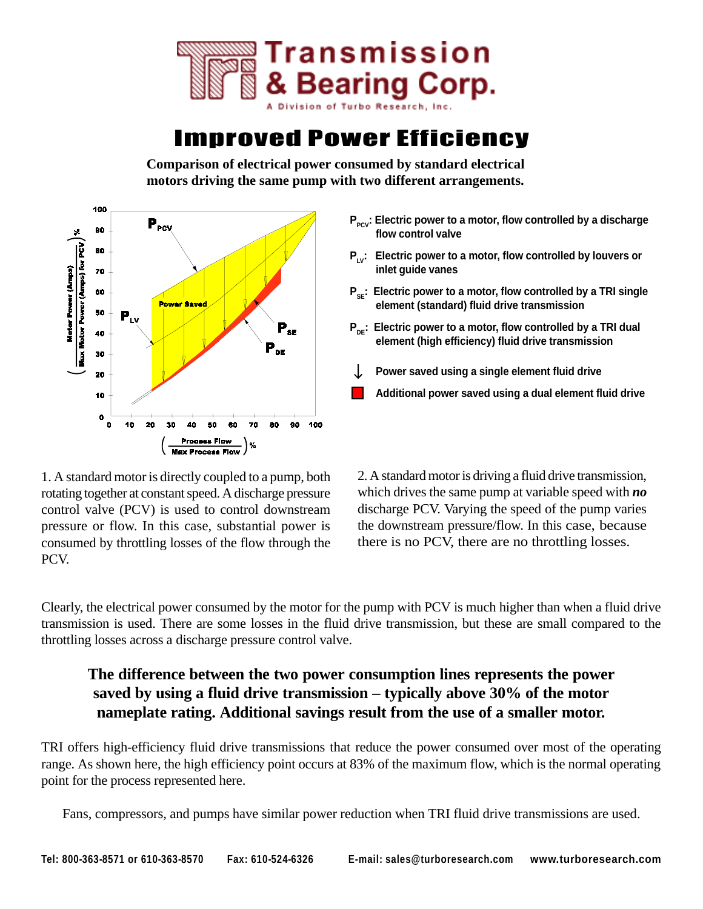# Transmission & Bearing Corp.

A Division of Turbo Research, Inc.

## Improved Power Efficiency

**Comparison of electrical power consumed by standard electrical motors driving the same pump with two different arrangements.**

**$P_{PCV}$: Electric power to a motor, flow controlled by a discharge flow control valve**

**$P_{LV}$: Electric power to a motor, flow controlled by louvers or inlet guide vanes**

**$P_{SE}$: Electric power to a motor, flow controlled by a TRI single element (standard) fluid drive transmission**

**$P_{DE}$: Electric power to a motor, flow controlled by a TRI dual element (high efficiency) fluid drive transmission**

**↓ Power saved using a single element fluid drive**

**Additional power saved using a dual element fluid drive**

1. A standard motor is directly coupled to a pump, both rotating together at constant speed. A discharge pressure control valve (PCV) is used to control downstream pressure or flow. In this case, substantial power is consumed by throttling losses of the flow through the PCV.

2. A standard motor is driving a fluid drive transmission, which drives the same pump at variable speed with ***no*** discharge PCV. Varying the speed of the pump varies the downstream pressure/flow. In this case, because there is no PCV, there are no throttling losses.

Clearly, the electrical power consumed by the motor for the pump with PCV is much higher than when a fluid drive transmission is used. There are some losses in the fluid drive transmission, but these are small compared to the throttling losses across a discharge pressure control valve.

**The difference between the two power consumption lines represents the power saved by using a fluid drive transmission – typically above 30% of the motor nameplate rating. Additional savings result from the use of a smaller motor.**

TRI offers high-efficiency fluid drive transmissions that reduce the power consumed over most of the operating range. As shown here, the high efficiency point occurs at 83% of the maximum flow, which is the normal operating point for the process represented here.

Fans, compressors, and pumps have similar power reduction when TRI fluid drive transmissions are used.

**Tel: 800-363-8571 or 610-363-8570 Fax: 610-524-6326 E-mail: sales@turboresearch.com www.turboresearch.com**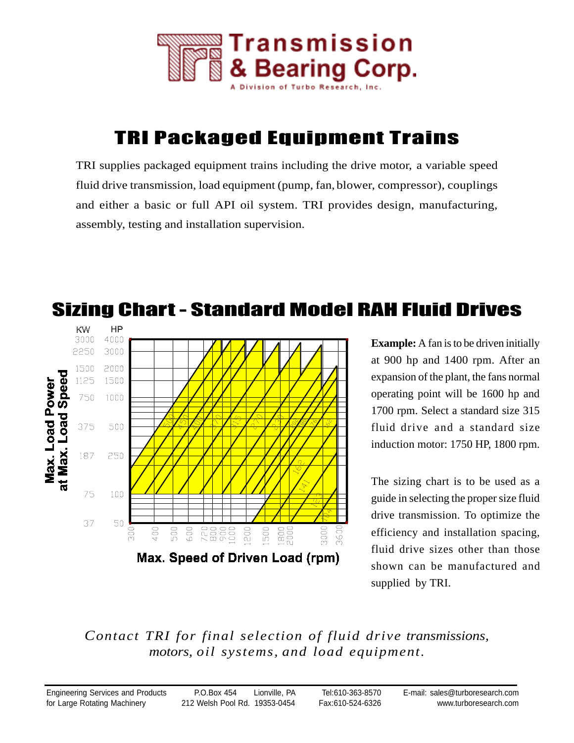# Transmission & Bearing Corp.

A Division of Turbo Research, Inc.

## TRI Packaged Equipment Trains

TRI supplies packaged equipment trains including the drive motor, a variable speed fluid drive transmission, load equipment (pump, fan, blower, compressor), couplings and either a basic or full API oil system. TRI provides design, manufacturing, assembly, testing and installation supervision.

## Sizing Chart - Standard Model RAH Fluid Drives

Max. Load Power at Max. Load Speed

KW HP

3000 4000

2250 3000

1500 2000

1125 1500

750 1000

375 500

187 250

75 100

37 50

300 400 500 600 720 800 900 1000 1200 1500 1800 2000 3000 3600

Max. Speed of Driven Load (rpm)

500 450 400 370 315 270 230 205 185 176 162 162 141 123 104

**Example:** A fan is to be driven initially at 900 hp and 1400 rpm. After an expansion of the plant, the fans normal operating point will be 1600 hp and 1700 rpm. Select a standard size 315 fluid drive and a standard size induction motor: 1750 HP, 1800 rpm.

The sizing chart is to be used as a guide in selecting the proper size fluid drive transmission. To optimize the efficiency and installation spacing, fluid drive sizes other than those shown can be manufactured and supplied by TRI.

*Contact TRI for final selection of fluid drive transmissions, motors, oil systems, and load equipment.*

Engineering Services and Products for Large Rotating Machinery | P.O.Box 454 Lionville, PA 212 Welsh Pool Rd. 19353-0454 | Tel:610-363-8570 Fax:610-524-6326 | E-mail: sales@turboresearch.com www.turboresearch.com